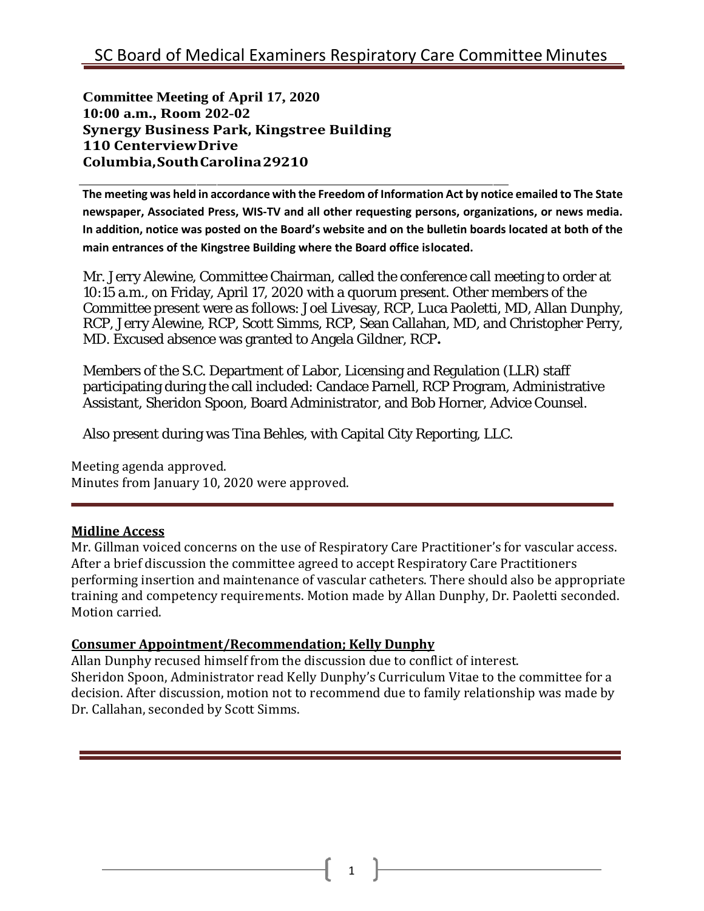# SC Board of Medical Examiners Respiratory Care Committee Minutes

**Committee Meeting of April 17, 2020**
**10:00 a.m., Room 202-02**
**Synergy Business Park, Kingstree Building**
**110 Centerview Drive**
**Columbia, South Carolina 29210**

**The meeting was held in accordance with the Freedom of Information Act by notice emailed to The State newspaper, Associated Press, WIS-TV and all other requesting persons, organizations, or news media. In addition, notice was posted on the Board's website and on the bulletin boards located at both of the main entrances of the Kingstree Building where the Board office is located.**

Mr. Jerry Alewine, Committee Chairman, called the conference call meeting to order at 10:15 a.m., on Friday, April 17, 2020 with a quorum present. Other members of the Committee present were as follows: Joel Livesay, RCP, Luca Paoletti, MD, Allan Dunphy, RCP, Jerry Alewine, RCP, Scott Simms, RCP, Sean Callahan, MD, and Christopher Perry, MD. Excused absence was granted to Angela Gildner, RCP**.**

Members of the S.C. Department of Labor, Licensing and Regulation (LLR) staff participating during the call included: Candace Parnell, RCP Program, Administrative Assistant, Sheridon Spoon, Board Administrator, and Bob Horner, Advice Counsel.

Also present during was Tina Behles, with Capital City Reporting, LLC.

Meeting agenda approved.
Minutes from January 10, 2020 were approved.

**Midline Access**

Mr. Gillman voiced concerns on the use of Respiratory Care Practitioner's for vascular access. After a brief discussion the committee agreed to accept Respiratory Care Practitioners performing insertion and maintenance of vascular catheters. There should also be appropriate training and competency requirements. Motion made by Allan Dunphy, Dr. Paoletti seconded. Motion carried.

**Consumer Appointment/Recommendation; Kelly Dunphy**

Allan Dunphy recused himself from the discussion due to conflict of interest.
Sheridon Spoon, Administrator read Kelly Dunphy's Curriculum Vitae to the committee for a decision. After discussion, motion not to recommend due to family relationship was made by Dr. Callahan, seconded by Scott Simms.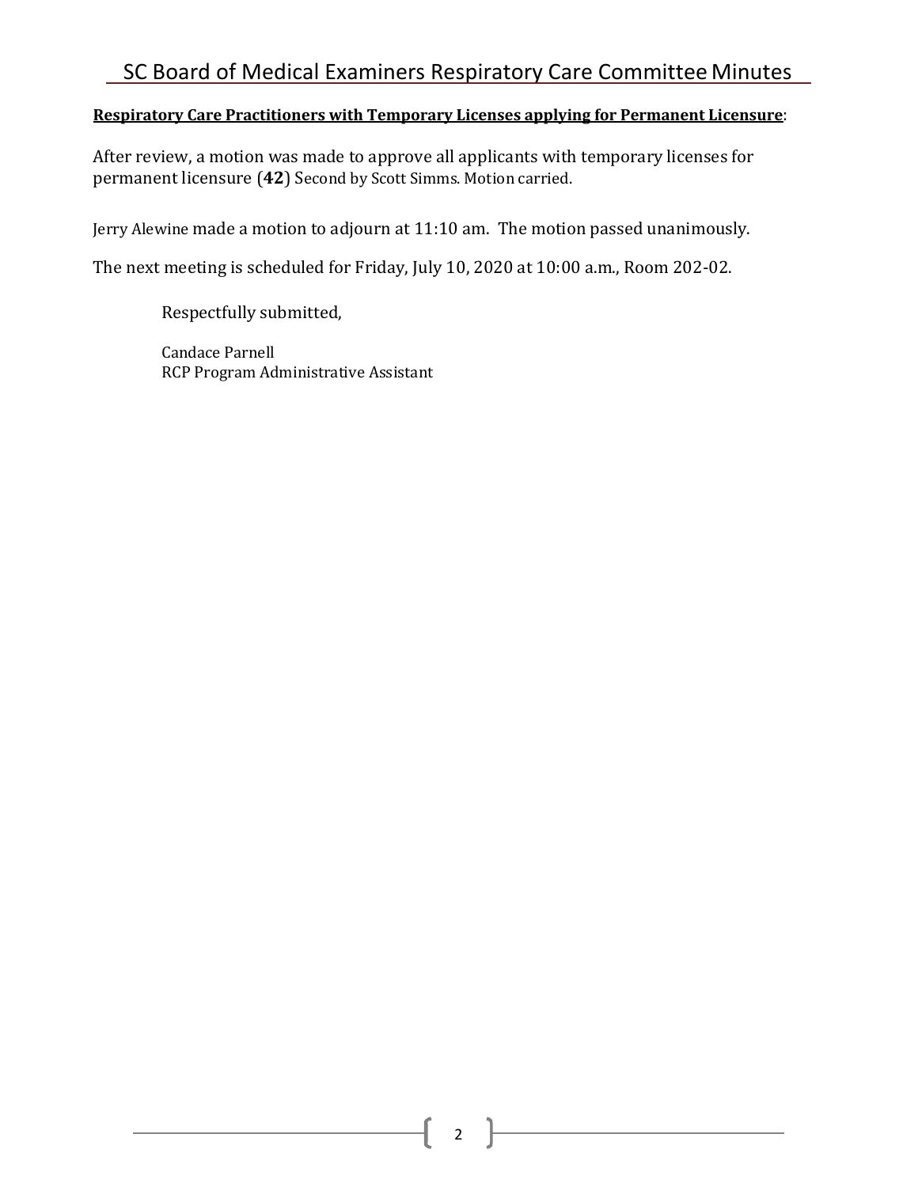**Respiratory Care Practitioners with Temporary Licenses applying for Permanent Licensure**:

After review, a motion was made to approve all applicants with temporary licenses for permanent licensure (**42**) Second by Scott Simms. Motion carried.

Jerry Alewine made a motion to adjourn at 11:10 am. The motion passed unanimously.

The next meeting is scheduled for Friday, July 10, 2020 at 10:00 a.m., Room 202-02.

Respectfully submitted,

Candace Parnell
RCP Program Administrative Assistant